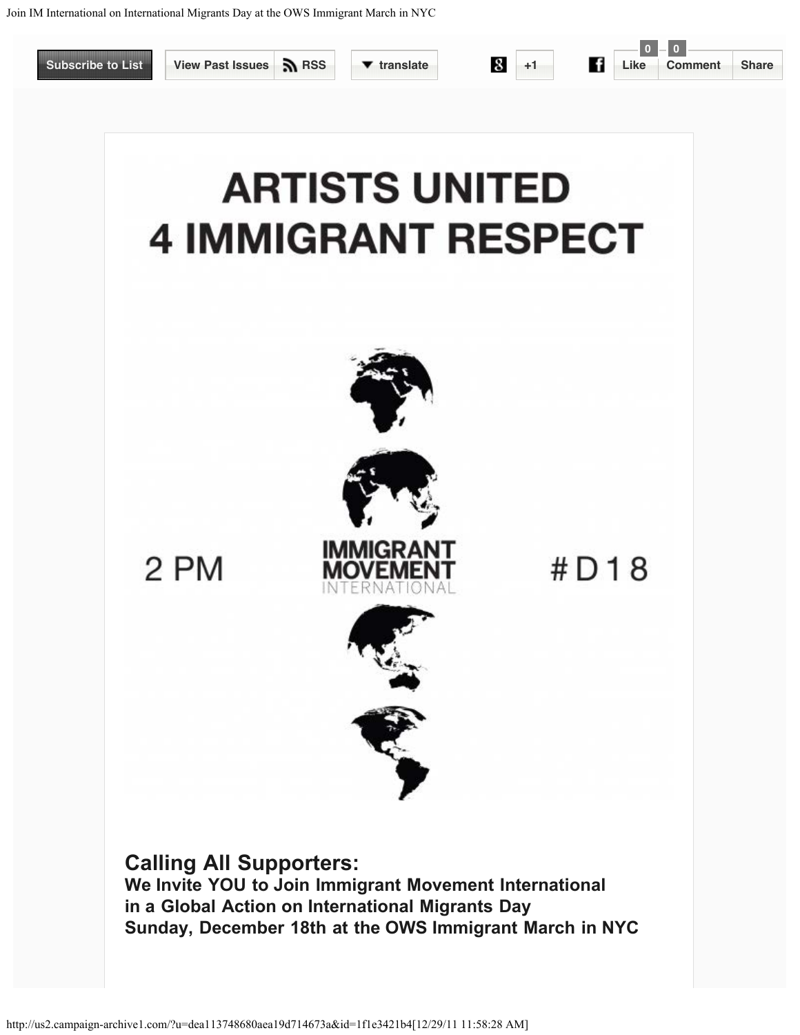# ARTISTS UNITED 4 IMMIGRANT RESPECT

2 PM

IMMIGRANT MOVEMENT INTERNATIONAL

#D18

## Calling All Supporters:

**We Invite YOU to Join Immigrant Movement International in a Global Action on International Migrants Day Sunday, December 18th at the OWS Immigrant March in NYC**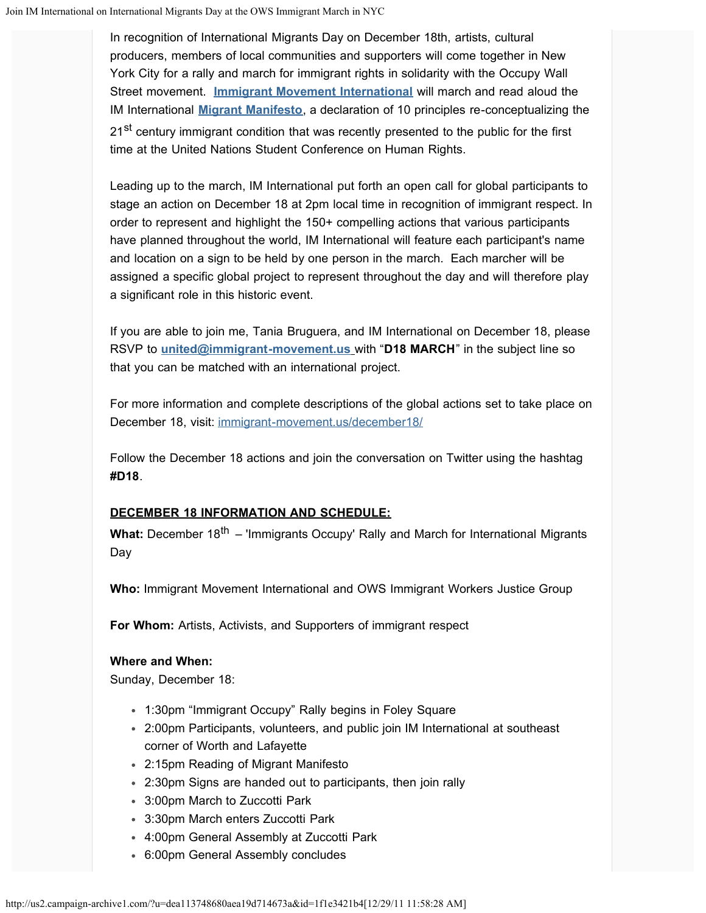In recognition of International Migrants Day on December 18th, artists, cultural producers, members of local communities and supporters will come together in New York City for a rally and march for immigrant rights in solidarity with the Occupy Wall Street movement. **[Immigrant Movement International](#)** will march and read aloud the IM International **[Migrant Manifesto](#)**, a declaration of 10 principles re-conceptualizing the 21st century immigrant condition that was recently presented to the public for the first time at the United Nations Student Conference on Human Rights.

Leading up to the march, IM International put forth an open call for global participants to stage an action on December 18 at 2pm local time in recognition of immigrant respect. In order to represent and highlight the 150+ compelling actions that various participants have planned throughout the world, IM International will feature each participant's name and location on a sign to be held by one person in the march. Each marcher will be assigned a specific global project to represent throughout the day and will therefore play a significant role in this historic event.

If you are able to join me, Tania Bruguera, and IM International on December 18, please RSVP to **united@immigrant-movement.us** with "**D18 MARCH**" in the subject line so that you can be matched with an international project.

For more information and complete descriptions of the global actions set to take place on December 18, visit: immigrant-movement.us/december18/

Follow the December 18 actions and join the conversation on Twitter using the hashtag **#D18**.

**DECEMBER 18 INFORMATION AND SCHEDULE:**

**What:** December 18th – 'Immigrants Occupy' Rally and March for International Migrants Day

**Who:** Immigrant Movement International and OWS Immigrant Workers Justice Group

**For Whom:** Artists, Activists, and Supporters of immigrant respect

**Where and When:**
Sunday, December 18:

- 1:30pm "Immigrant Occupy" Rally begins in Foley Square
- 2:00pm Participants, volunteers, and public join IM International at southeast corner of Worth and Lafayette
- 2:15pm Reading of Migrant Manifesto
- 2:30pm Signs are handed out to participants, then join rally
- 3:00pm March to Zuccotti Park
- 3:30pm March enters Zuccotti Park
- 4:00pm General Assembly at Zuccotti Park
- 6:00pm General Assembly concludes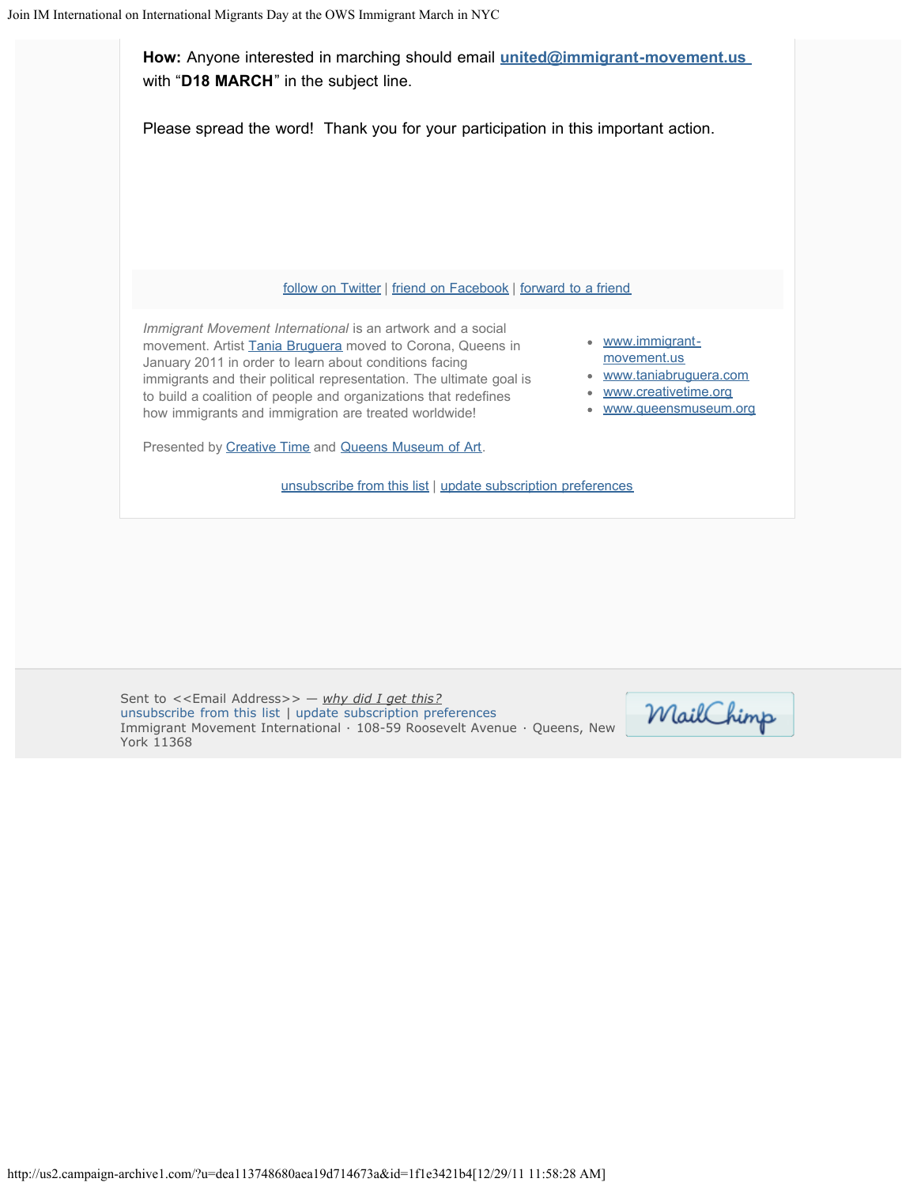**How:** Anyone interested in marching should email united@immigrant-movement.us with "**D18 MARCH**" in the subject line.

Please spread the word! Thank you for your participation in this important action.

follow on Twitter | friend on Facebook | forward to a friend

*Immigrant Movement International* is an artwork and a social movement. Artist Tania Bruguera moved to Corona, Queens in January 2011 in order to learn about conditions facing immigrants and their political representation. The ultimate goal is to build a coalition of people and organizations that redefines how immigrants and immigration are treated worldwide!

- www.immigrant-movement.us
- www.taniabruguera.com
- www.creativetime.org
- www.queensmuseum.org

Presented by Creative Time and Queens Museum of Art.

unsubscribe from this list | update subscription preferences

Sent to <<Email Address>> — *why did I get this?*
unsubscribe from this list | update subscription preferences
Immigrant Movement International · 108-59 Roosevelt Avenue · Queens, New York 11368

MailChimp